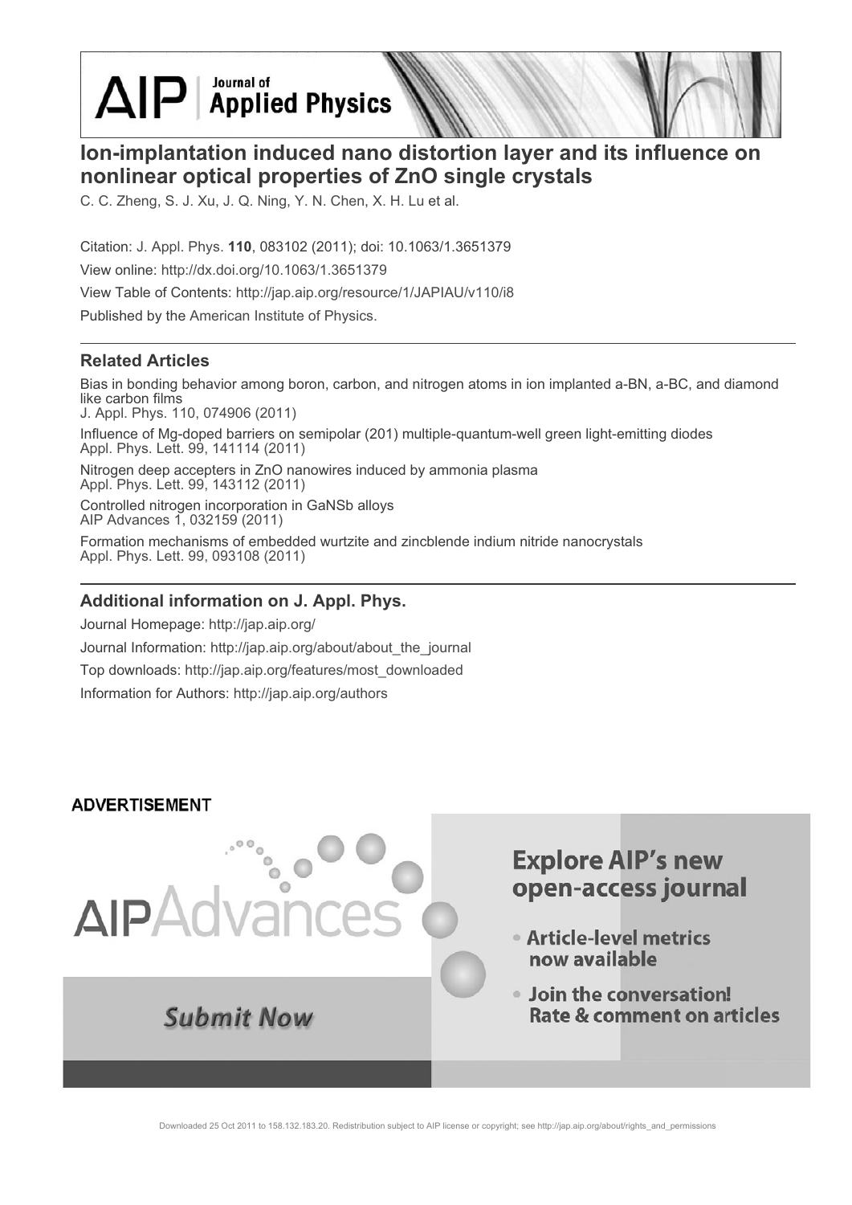# AIP | Journal of Applied Physics

## Ion-implantation induced nano distortion layer and its influence on nonlinear optical properties of ZnO single crystals

C. C. Zheng, S. J. Xu, J. Q. Ning, Y. N. Chen, X. H. Lu et al.

Citation: J. Appl. Phys. **110**, 083102 (2011); doi: 10.1063/1.3651379

View online: http://dx.doi.org/10.1063/1.3651379

View Table of Contents: http://jap.aip.org/resource/1/JAPIAU/v110/i8

Published by the American Institute of Physics.

### Related Articles

Bias in bonding behavior among boron, carbon, and nitrogen atoms in ion implanted a-BN, a-BC, and diamond like carbon films
J. Appl. Phys. 110, 074906 (2011)

Influence of Mg-doped barriers on semipolar (201) multiple-quantum-well green light-emitting diodes
Appl. Phys. Lett. 99, 141114 (2011)

Nitrogen deep accepters in ZnO nanowires induced by ammonia plasma
Appl. Phys. Lett. 99, 143112 (2011)

Controlled nitrogen incorporation in GaNSb alloys
AIP Advances 1, 032159 (2011)

Formation mechanisms of embedded wurtzite and zincblende indium nitride nanocrystals
Appl. Phys. Lett. 99, 093108 (2011)

### Additional information on J. Appl. Phys.

Journal Homepage: http://jap.aip.org/

Journal Information: http://jap.aip.org/about/about_the_journal

Top downloads: http://jap.aip.org/features/most_downloaded

Information for Authors: http://jap.aip.org/authors

**ADVERTISEMENT**

AIPAdvances

**Submit Now**

**Explore AIP's new open-access journal**

- **Article-level metrics now available**
- **Join the conversation! Rate & comment on articles**

Downloaded 25 Oct 2011 to 158.132.183.20. Redistribution subject to AIP license or copyright; see http://jap.aip.org/about/rights_and_permissions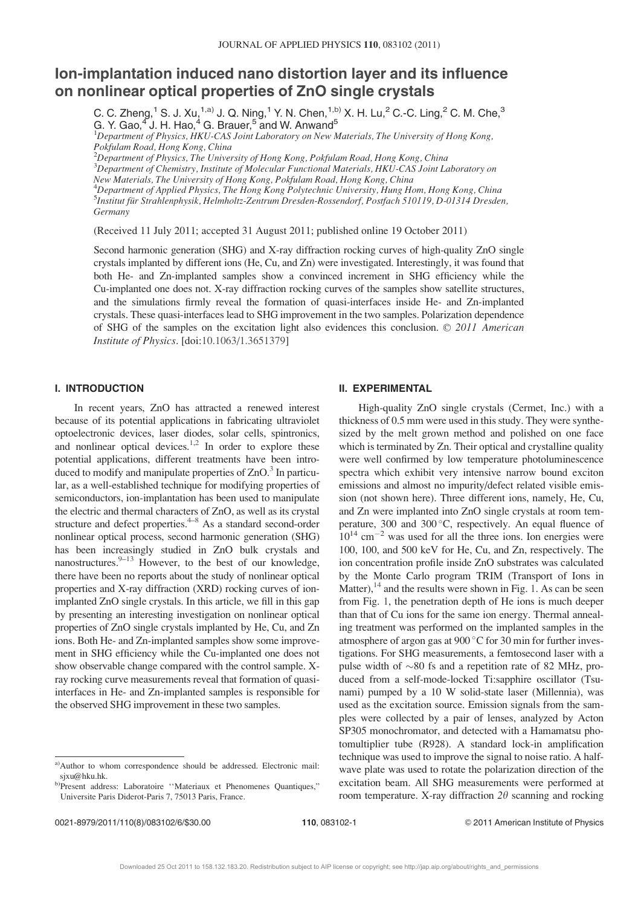# Ion-implantation induced nano distortion layer and its influence on nonlinear optical properties of ZnO single crystals

C. C. Zheng,[1] S. J. Xu,[1,a)] J. Q. Ning,[1] Y. N. Chen,[1,b)] X. H. Lu,[2] C.-C. Ling,[2] C. M. Che,[3] G. Y. Gao,[4] J. H. Hao,[4] G. Brauer,[5] and W. Anwand[5]

[1]Department of Physics, HKU-CAS Joint Laboratory on New Materials, The University of Hong Kong, Pokfulam Road, Hong Kong, China

[2]Department of Physics, The University of Hong Kong, Pokfulam Road, Hong Kong, China

[3]Department of Chemistry, Institute of Molecular Functional Materials, HKU-CAS Joint Laboratory on New Materials, The University of Hong Kong, Pokfulam Road, Hong Kong, China

[4]Department of Applied Physics, The Hong Kong Polytechnic University, Hung Hom, Hong Kong, China

[5]Institut für Strahlenphysik, Helmholtz-Zentrum Dresden-Rossendorf, Postfach 510119, D-01314 Dresden, Germany

(Received 11 July 2011; accepted 31 August 2011; published online 19 October 2011)

Second harmonic generation (SHG) and X-ray diffraction rocking curves of high-quality ZnO single crystals implanted by different ions (He, Cu, and Zn) were investigated. Interestingly, it was found that both He- and Zn-implanted samples show a convinced increment in SHG efficiency while the Cu-implanted one does not. X-ray diffraction rocking curves of the samples show satellite structures, and the simulations firmly reveal the formation of quasi-interfaces inside He- and Zn-implanted crystals. These quasi-interfaces lead to SHG improvement in the two samples. Polarization dependence of SHG of the samples on the excitation light also evidences this conclusion. © 2011 American Institute of Physics. [doi:10.1063/1.3651379]

## I. INTRODUCTION

In recent years, ZnO has attracted a renewed interest because of its potential applications in fabricating ultraviolet optoelectronic devices, laser diodes, solar cells, spintronics, and nonlinear optical devices.[1,2] In order to explore these potential applications, different treatments have been introduced to modify and manipulate properties of ZnO.[3] In particular, as a well-established technique for modifying properties of semiconductors, ion-implantation has been used to manipulate the electric and thermal characters of ZnO, as well as its crystal structure and defect properties.[4–8] As a standard second-order nonlinear optical process, second harmonic generation (SHG) has been increasingly studied in ZnO bulk crystals and nanostructures.[9–13] However, to the best of our knowledge, there have been no reports about the study of nonlinear optical properties and X-ray diffraction (XRD) rocking curves of ion-implanted ZnO single crystals. In this article, we fill in this gap by presenting an interesting investigation on nonlinear optical properties of ZnO single crystals implanted by He, Cu, and Zn ions. Both He- and Zn-implanted samples show some improvement in SHG efficiency while the Cu-implanted one does not show observable change compared with the control sample. X-ray rocking curve measurements reveal that formation of quasi-interfaces in He- and Zn-implanted samples is responsible for the observed SHG improvement in these two samples.

## II. EXPERIMENTAL

High-quality ZnO single crystals (Cermet, Inc.) with a thickness of 0.5 mm were used in this study. They were synthesized by the melt grown method and polished on one face which is terminated by Zn. Their optical and crystalline quality were well confirmed by low temperature photoluminescence spectra which exhibit very intensive narrow bound exciton emissions and almost no impurity/defect related visible emission (not shown here). Three different ions, namely, He, Cu, and Zn were implanted into ZnO single crystals at room temperature, 300 and 300 °C, respectively. An equal fluence of $10^{14}$ cm$^{-2}$ was used for all the three ions. Ion energies were 100, 100, and 500 keV for He, Cu, and Zn, respectively. The ion concentration profile inside ZnO substrates was calculated by the Monte Carlo program TRIM (Transport of Ions in Matter),[14] and the results were shown in Fig. 1. As can be seen from Fig. 1, the penetration depth of He ions is much deeper than that of Cu ions for the same ion energy. Thermal annealing treatment was performed on the implanted samples in the atmosphere of argon gas at 900 °C for 30 min for further investigations. For SHG measurements, a femtosecond laser with a pulse width of ~80 fs and a repetition rate of 82 MHz, produced from a self-mode-locked Ti:sapphire oscillator (Tsunami) pumped by a 10 W solid-state laser (Millennia), was used as the excitation source. Emission signals from the samples were collected by a pair of lenses, analyzed by Acton SP305 monochromator, and detected with a Hamamatsu photomultiplier tube (R928). A standard lock-in amplification technique was used to improve the signal to noise ratio. A half-wave plate was used to rotate the polarization direction of the excitation beam. All SHG measurements were performed at room temperature. X-ray diffraction $2\theta$ scanning and rocking

---

a)Author to whom correspondence should be addressed. Electronic mail: sjxu@hku.hk.

b)Present address: Laboratoire "Materiaux et Phenomenes Quantiques," Universite Paris Diderot-Paris 7, 75013 Paris, France.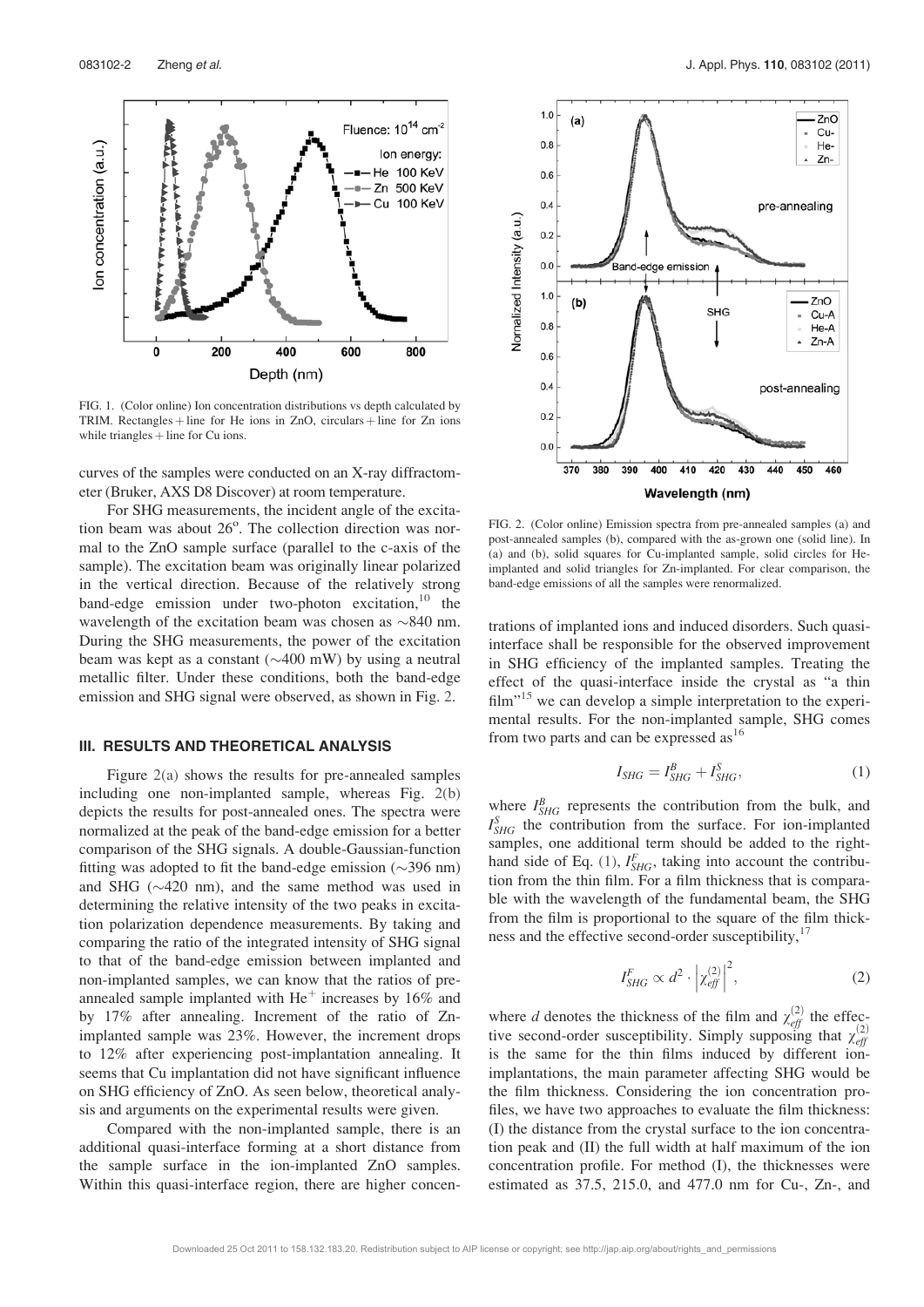FIG. 1. (Color online) Ion concentration distributions vs depth calculated by TRIM. Rectangles + line for He ions in ZnO, circulars + line for Zn ions while triangles + line for Cu ions.

curves of the samples were conducted on an X-ray diffractometer (Bruker, AXS D8 Discover) at room temperature.

For SHG measurements, the incident angle of the excitation beam was about 26°. The collection direction was normal to the ZnO sample surface (parallel to the c-axis of the sample). The excitation beam was originally linear polarized in the vertical direction. Because of the relatively strong band-edge emission under two-photon excitation,[10] the wavelength of the excitation beam was chosen as ~840 nm. During the SHG measurements, the power of the excitation beam was kept as a constant (~400 mW) by using a neutral metallic filter. Under these conditions, both the band-edge emission and SHG signal were observed, as shown in Fig. 2.

## III. RESULTS AND THEORETICAL ANALYSIS

Figure 2(a) shows the results for pre-annealed samples including one non-implanted sample, whereas Fig. 2(b) depicts the results for post-annealed ones. The spectra were normalized at the peak of the band-edge emission for a better comparison of the SHG signals. A double-Gaussian-function fitting was adopted to fit the band-edge emission (~396 nm) and SHG (~420 nm), and the same method was used in determining the relative intensity of the two peaks in excitation polarization dependence measurements. By taking and comparing the ratio of the integrated intensity of SHG signal to that of the band-edge emission between implanted and non-implanted samples, we can know that the ratios of pre-annealed sample implanted with $He^{+}$ increases by 16% and by 17% after annealing. Increment of the ratio of Zn-implanted sample was 23%. However, the increment drops to 12% after experiencing post-implantation annealing. It seems that Cu implantation did not have significant influence on SHG efficiency of ZnO. As seen below, theoretical analysis and arguments on the experimental results were given.

Compared with the non-implanted sample, there is an additional quasi-interface forming at a short distance from the sample surface in the ion-implanted ZnO samples. Within this quasi-interface region, there are higher concentrations of implanted ions and induced disorders. Such quasi-interface shall be responsible for the observed improvement in SHG efficiency of the implanted samples. Treating the effect of the quasi-interface inside the crystal as "a thin film"[15] we can develop a simple interpretation to the experimental results. For the non-implanted sample, SHG comes from two parts and can be expressed as[16]

$$I_{SHG} = I^{B}_{SHG} + I^{S}_{SHG}, \tag{1}$$

where $I^{B}_{SHG}$ represents the contribution from the bulk, and $I^{S}_{SHG}$ the contribution from the surface. For ion-implanted samples, one additional term should be added to the right-hand side of Eq. (1), $I^{F}_{SHG}$, taking into account the contribution from the thin film. For a film thickness that is comparable with the wavelength of the fundamental beam, the SHG from the film is proportional to the square of the film thickness and the effective second-order susceptibility,[17]

$$I^{F}_{SHG} \propto d^{2} \cdot \left|\chi^{(2)}_{eff}\right|^{2}, \tag{2}$$

where $d$ denotes the thickness of the film and $\chi^{(2)}_{eff}$ the effective second-order susceptibility. Simply supposing that $\chi^{(2)}_{eff}$ is the same for the thin films induced by different ion-implantations, the main parameter affecting SHG would be the film thickness. Considering the ion concentration profiles, we have two approaches to evaluate the film thickness: (I) the distance from the crystal surface to the ion concentration peak and (II) the full width at half maximum of the ion concentration profile. For method (I), the thicknesses were estimated as 37.5, 215.0, and 477.0 nm for Cu-, Zn-, and

FIG. 2. (Color online) Emission spectra from pre-annealed samples (a) and post-annealed samples (b), compared with the as-grown one (solid line). In (a) and (b), solid squares for Cu-implanted sample, solid circles for He-implanted and solid triangles for Zn-implanted. For clear comparison, the band-edge emissions of all the samples were renormalized.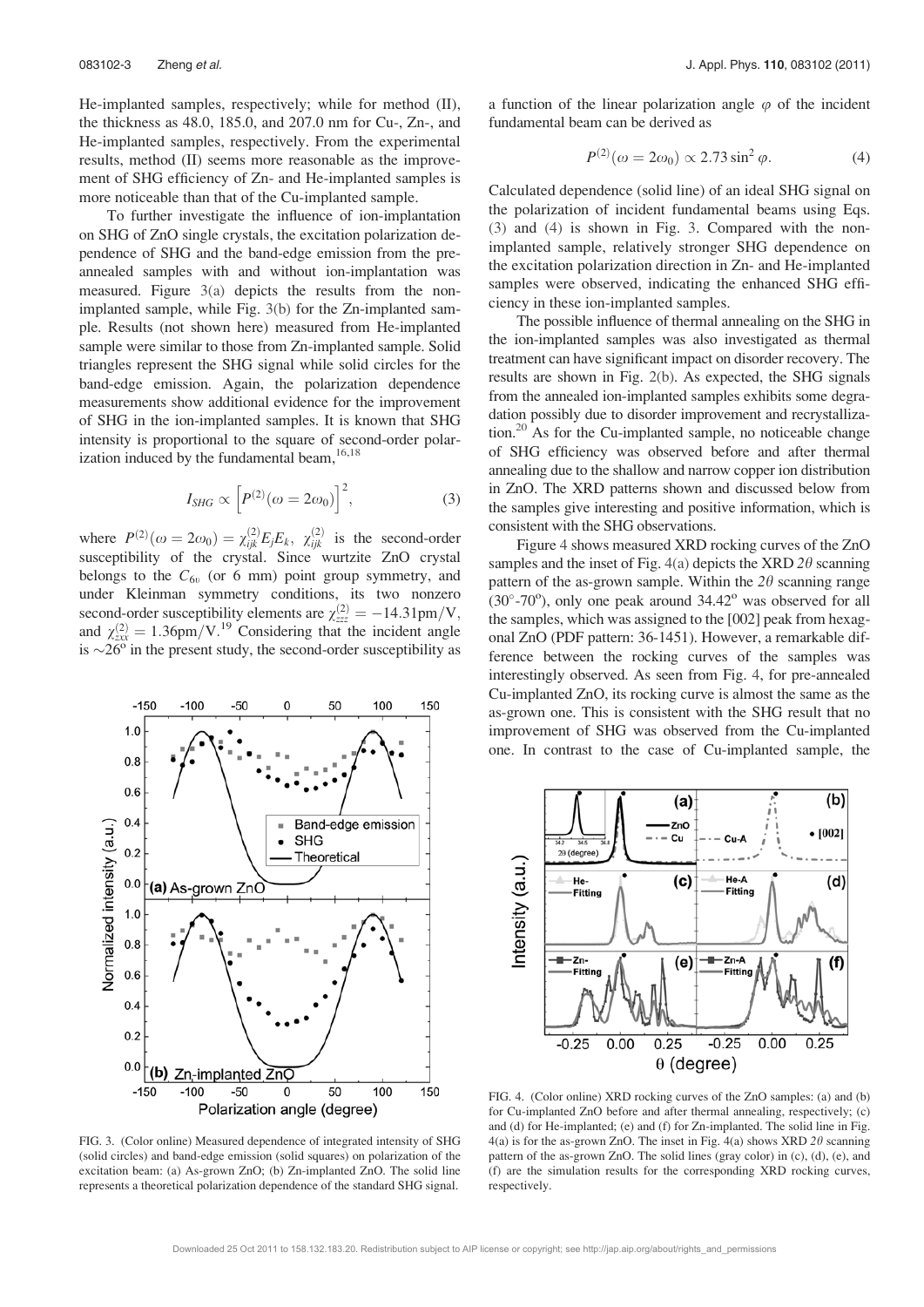He-implanted samples, respectively; while for method (II), the thickness as 48.0, 185.0, and 207.0 nm for Cu-, Zn-, and He-implanted samples, respectively. From the experimental results, method (II) seems more reasonable as the improvement of SHG efficiency of Zn- and He-implanted samples is more noticeable than that of the Cu-implanted sample.

To further investigate the influence of ion-implantation on SHG of ZnO single crystals, the excitation polarization dependence of SHG and the band-edge emission from the pre-annealed samples with and without ion-implantation was measured. Figure 3(a) depicts the results from the non-implanted sample, while Fig. 3(b) for the Zn-implanted sample. Results (not shown here) measured from He-implanted sample were similar to those from Zn-implanted sample. Solid triangles represent the SHG signal while solid circles for the band-edge emission. Again, the polarization dependence measurements show additional evidence for the improvement of SHG in the ion-implanted samples. It is known that SHG intensity is proportional to the square of second-order polarization induced by the fundamental beam,[16,18]

$$I_{SHG} \propto \left[P^{(2)}(\omega = 2\omega_0)\right]^2, \tag{3}$$

where $P^{(2)}(\omega = 2\omega_0) = \chi^{(2)}_{ijk} E_j E_k$, $\chi^{(2)}_{ijk}$ is the second-order susceptibility of the crystal. Since wurtzite ZnO crystal belongs to the $C_{6v}$ (or 6 mm) point group symmetry, and under Kleinman symmetry conditions, its two nonzero second-order susceptibility elements are $\chi^{(2)}_{zzz} = -14.31\text{pm/V}$, and $\chi^{(2)}_{zxx} = 1.36\text{pm/V}$.[19] Considering that the incident angle is $\sim 26^{\circ}$ in the present study, the second-order susceptibility as a function of the linear polarization angle $\varphi$ of the incident fundamental beam can be derived as

$$P^{(2)}(\omega = 2\omega_0) \propto 2.73 \sin^2 \varphi. \tag{4}$$

Calculated dependence (solid line) of an ideal SHG signal on the polarization of incident fundamental beams using Eqs. (3) and (4) is shown in Fig. 3. Compared with the non-implanted sample, relatively stronger SHG dependence on the excitation polarization direction in Zn- and He-implanted samples were observed, indicating the enhanced SHG efficiency in these ion-implanted samples.

FIG. 3. (Color online) Measured dependence of integrated intensity of SHG (solid circles) and band-edge emission (solid squares) on polarization of the excitation beam: (a) As-grown ZnO; (b) Zn-implanted ZnO. The solid line represents a theoretical polarization dependence of the standard SHG signal.

The possible influence of thermal annealing on the SHG in the ion-implanted samples was also investigated as thermal treatment can have significant impact on disorder recovery. The results are shown in Fig. 2(b). As expected, the SHG signals from the annealed ion-implanted samples exhibits some degradation possibly due to disorder improvement and recrystallization.[20] As for the Cu-implanted sample, no noticeable change of SHG efficiency was observed before and after thermal annealing due to the shallow and narrow copper ion distribution in ZnO. The XRD patterns shown and discussed below from the samples give interesting and positive information, which is consistent with the SHG observations.

Figure 4 shows measured XRD rocking curves of the ZnO samples and the inset of Fig. 4(a) depicts the XRD $2\theta$ scanning pattern of the as-grown sample. Within the $2\theta$ scanning range ($30^{\circ}$-$70^{\circ}$), only one peak around $34.42^{\circ}$ was observed for all the samples, which was assigned to the [002] peak from hexagonal ZnO (PDF pattern: 36-1451). However, a remarkable difference between the rocking curves of the samples was interestingly observed. As seen from Fig. 4, for pre-annealed Cu-implanted ZnO, its rocking curve is almost the same as the as-grown one. This is consistent with the SHG result that no improvement of SHG was observed from the Cu-implanted one. In contrast to the case of Cu-implanted sample, the

FIG. 4. (Color online) XRD rocking curves of the ZnO samples: (a) and (b) for Cu-implanted ZnO before and after thermal annealing, respectively; (c) and (d) for He-implanted; (e) and (f) for Zn-implanted. The solid line in Fig. 4(a) is for the as-grown ZnO. The inset in Fig. 4(a) shows XRD $2\theta$ scanning pattern of the as-grown ZnO. The solid lines (gray color) in (c), (d), (e), and (f) are the simulation results for the corresponding XRD rocking curves, respectively.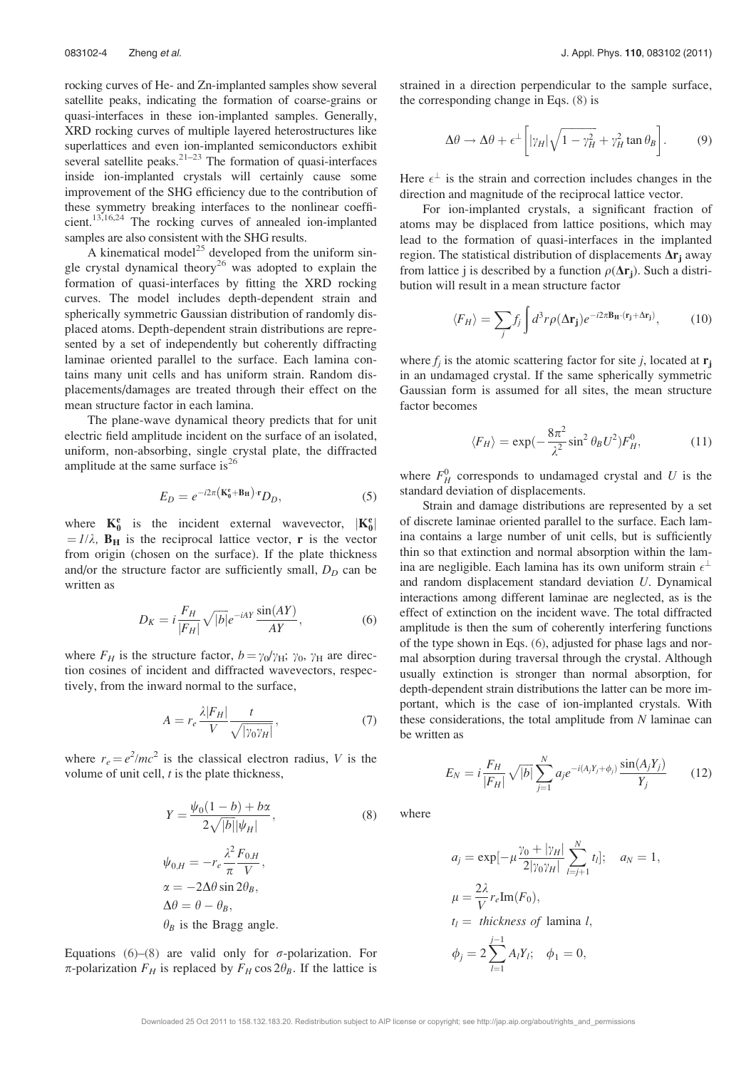rocking curves of He- and Zn-implanted samples show several satellite peaks, indicating the formation of coarse-grains or quasi-interfaces in these ion-implanted samples. Generally, XRD rocking curves of multiple layered heterostructures like superlattices and even ion-implanted semiconductors exhibit several satellite peaks.[21–23] The formation of quasi-interfaces inside ion-implanted crystals will certainly cause some improvement of the SHG efficiency due to the contribution of these symmetry breaking interfaces to the nonlinear coefficient.[13,16,24] The rocking curves of annealed ion-implanted samples are also consistent with the SHG results.

A kinematical model[25] developed from the uniform single crystal dynamical theory[26] was adopted to explain the formation of quasi-interfaces by fitting the XRD rocking curves. The model includes depth-dependent strain and spherically symmetric Gaussian distribution of randomly displaced atoms. Depth-dependent strain distributions are represented by a set of independently but coherently diffracting laminae oriented parallel to the surface. Each lamina contains many unit cells and has uniform strain. Random displacements/damages are treated through their effect on the mean structure factor in each lamina.

The plane-wave dynamical theory predicts that for unit electric field amplitude incident on the surface of an isolated, uniform, non-absorbing, single crystal plate, the diffracted amplitude at the same surface is[26]

$$E_D = e^{-i2\pi(\mathbf{K_0^e}+\mathbf{B_H})\cdot\mathbf{r}} D_D, \tag{5}$$

where $\mathbf{K_0^e}$ is the incident external wavevector, $|\mathbf{K_0^e}| = 1/\lambda$, $\mathbf{B_H}$ is the reciprocal lattice vector, $\mathbf{r}$ is the vector from origin (chosen on the surface). If the plate thickness and/or the structure factor are sufficiently small, $D_D$ can be written as

$$D_K = i\frac{F_H}{|F_H|}\sqrt{|b|}e^{-iAY}\frac{\sin(AY)}{AY}, \tag{6}$$

where $F_H$ is the structure factor, $b=\gamma_0/\gamma_H$; $\gamma_0$, $\gamma_H$ are direction cosines of incident and diffracted wavevectors, respectively, from the inward normal to the surface,

$$A = r_e\frac{\lambda|F_H|}{V}\frac{t}{\sqrt{|\gamma_0\gamma_H|}}, \tag{7}$$

where $r_e = e^2/mc^2$ is the classical electron radius, $V$ is the volume of unit cell, $t$ is the plate thickness,

$$Y = \frac{\psi_0(1-b)+b\alpha}{2\sqrt{|b|}|\psi_H|}, \tag{8}$$

$$\psi_{0,H} = -r_e\frac{\lambda^2}{\pi}\frac{F_{0,H}}{V},$$

$$\alpha = -2\Delta\theta\sin 2\theta_B,$$

$$\Delta\theta = \theta - \theta_B,$$

$\theta_B$ is the Bragg angle.

Equations (6)–(8) are valid only for $\sigma$-polarization. For $\pi$-polarization $F_H$ is replaced by $F_H\cos 2\theta_B$. If the lattice is strained in a direction perpendicular to the sample surface, the corresponding change in Eqs. (8) is

$$\Delta\theta \rightarrow \Delta\theta + \epsilon^{\perp}\left[|\gamma_H|\sqrt{1-\gamma_H^2} + \gamma_H^2\tan\theta_B\right]. \tag{9}$$

Here $\epsilon^{\perp}$ is the strain and correction includes changes in the direction and magnitude of the reciprocal lattice vector.

For ion-implanted crystals, a significant fraction of atoms may be displaced from lattice positions, which may lead to the formation of quasi-interfaces in the implanted region. The statistical distribution of displacements $\mathbf{\Delta r_j}$ away from lattice j is described by a function $\rho(\mathbf{\Delta r_j})$. Such a distribution will result in a mean structure factor

$$\langle F_H\rangle = \sum_j f_j\int d^3r\rho(\mathbf{\Delta r_j})e^{-i2\pi\mathbf{B_H}\cdot(\mathbf{r_j}+\mathbf{\Delta r_j})}, \tag{10}$$

where $f_j$ is the atomic scattering factor for site $j$, located at $\mathbf{r_j}$ in an undamaged crystal. If the same spherically symmetric Gaussian form is assumed for all sites, the mean structure factor becomes

$$\langle F_H\rangle = \exp(-\frac{8\pi^2}{\lambda^2}\sin^2\theta_B U^2)F_H^0, \tag{11}$$

where $F_H^0$ corresponds to undamaged crystal and $U$ is the standard deviation of displacements.

Strain and damage distributions are represented by a set of discrete laminae oriented parallel to the surface. Each lamina contains a large number of unit cells, but is sufficiently thin so that extinction and normal absorption within the lamina are negligible. Each lamina has its own uniform strain $\epsilon^{\perp}$ and random displacement standard deviation $U$. Dynamical interactions among different laminae are neglected, as is the effect of extinction on the incident wave. The total diffracted amplitude is then the sum of coherently interfering functions of the type shown in Eqs. (6), adjusted for phase lags and normal absorption during traversal through the crystal. Although usually extinction is stronger than normal absorption, for depth-dependent strain distributions the latter can be more important, which is the case of ion-implanted crystals. With these considerations, the total amplitude from $N$ laminae can be written as

$$E_N = i\frac{F_H}{|F_H|}\sqrt{|b|}\sum_{j=1}^{N}a_je^{-i(A_jY_j+\phi_j)}\frac{\sin(A_jY_j)}{Y_j} \tag{12}$$

where

$$a_j = \exp[-\mu\frac{\gamma_0+|\gamma_H|}{2|\gamma_0\gamma_H|}\sum_{l=j+1}^{N}t_l]; \quad a_N = 1,$$

$$\mu = \frac{2\lambda}{V}r_e\mathrm{Im}(F_0),$$

$t_l =$ *thickness of* lamina $l$,

$$\phi_j = 2\sum_{l=1}^{j-1}A_lY_l; \quad \phi_1 = 0,$$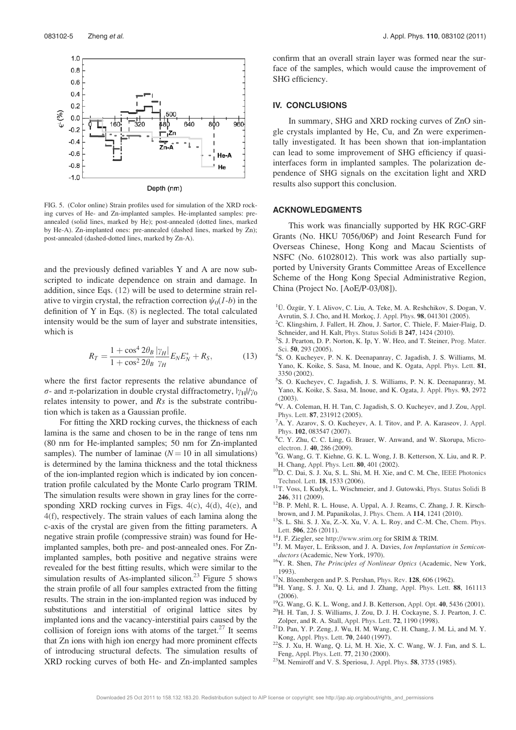FIG. 5. (Color online) Strain profiles used for simulation of the XRD rocking curves of He- and Zn-implanted samples. He-implanted samples: pre-annealed (solid lines, marked by He); post-annealed (dotted lines, marked by He-A). Zn-implanted ones: pre-annealed (dashed lines, marked by Zn); post-annealed (dashed-dotted lines, marked by Zn-A).

and the previously defined variables Y and A are now subscripted to indicate dependence on strain and damage. In addition, since Eqs. (12) will be used to determine strain relative to virgin crystal, the refraction correction $\psi_0(1\text{-}b)$ in the definition of Y in Eqs. (8) is neglected. The total calculated intensity would be the sum of layer and substrate intensities, which is

$$R_T = \frac{1+\cos^4 2\theta_B}{1+\cos^2 2\theta_B}\frac{|\gamma_H|}{\gamma_H}E_N E_N^* + R_S, \tag{13}$$

where the first factor represents the relative abundance of $\sigma$- and $\pi$-polarization in double crystal diffractometry, $|\gamma_H|/\gamma_0$ relates intensity to power, and $Rs$ is the substrate contribution which is taken as a Gaussian profile.

For fitting the XRD rocking curves, the thickness of each lamina is the same and chosen to be in the range of tens nm (80 nm for He-implanted samples; 50 nm for Zn-implanted samples). The number of laminae ($N = 10$ in all simulations) is determined by the lamina thickness and the total thickness of the ion-implanted region which is indicated by ion concentration profile calculated by the Monte Carlo program TRIM. The simulation results were shown in gray lines for the corresponding XRD rocking curves in Figs. 4(c), 4(d), 4(e), and 4(f), respectively. The strain values of each lamina along the c-axis of the crystal are given from the fitting parameters. A negative strain profile (compressive strain) was found for He-implanted samples, both pre- and post-annealed ones. For Zn-implanted samples, both positive and negative strains were revealed for the best fitting results, which were similar to the simulation results of As-implanted silicon.[23] Figure 5 shows the strain profile of all four samples extracted from the fitting results. The strain in the ion-implanted region was induced by substitutions and interstitial of original lattice sites by implanted ions and the vacancy-interstitial pairs caused by the collision of foreign ions with atoms of the target.[27] It seems that Zn ions with high ion energy had more prominent effects of introducing structural defects. The simulation results of XRD rocking curves of both He- and Zn-implanted samples confirm that an overall strain layer was formed near the surface of the samples, which would cause the improvement of SHG efficiency.

## IV. CONCLUSIONS

In summary, SHG and XRD rocking curves of ZnO single crystals implanted by He, Cu, and Zn were experimentally investigated. It has been shown that ion-implantation can lead to some improvement of SHG efficiency if quasi-interfaces form in implanted samples. The polarization dependence of SHG signals on the excitation light and XRD results also support this conclusion.

## ACKNOWLEDGMENTS

This work was financially supported by HK RGC-GRF Grants (No. HKU 7056/06P) and Joint Research Fund for Overseas Chinese, Hong Kong and Macau Scientists of NSFC (No. 61028012). This work was also partially supported by University Grants Committee Areas of Excellence Scheme of the Hong Kong Special Administrative Region, China (Project No. [AoE/P-03/08]).

[1] Ü. Özgür, Y. I. Alivov, C. Liu, A. Teke, M. A. Reshchikov, S. Dogan, V. Avrutin, S. J. Cho, and H. Morkoç, J. Appl. Phys. **98**, 041301 (2005).
[2] C. Klingshirn, J. Fallert, H. Zhou, J. Sartor, C. Thiele, F. Maier-Flaig, D. Schneider, and H. Kalt, Phys. Status Solidi B **247**, 1424 (2010).
[3] S. J. Pearton, D. P. Norton, K. Ip, Y. W. Heo, and T. Steiner, Prog. Mater. Sci. **50**, 293 (2005).
[4] S. O. Kucheyev, P. N. K. Deenapanray, C. Jagadish, J. S. Williams, M. Yano, K. Koike, S. Sasa, M. Inoue, and K. Ogata, Appl. Phys. Lett. **81**, 3350 (2002).
[5] S. O. Kucheyev, C. Jagadish, J. S. Williams, P. N. K. Deenapanray, M. Yano, K. Koike, S. Sasa, M. Inoue, and K. Ogata, J. Appl. Phys. **93**, 2972 (2003).
[6] V. A. Coleman, H. H. Tan, C. Jagadish, S. O. Kucheyev, and J. Zou, Appl. Phys. Lett. **87**, 231912 (2005).
[7] A. Y. Azarov, S. O. Kucheyev, A. I. Titov, and P. A. Karaseov, J. Appl. Phys. **102**, 083547 (2007).
[8] C. Y. Zhu, C. C. Ling, G. Brauer, W. Anwand, and W. Skorupa, Microelectron. J. **40**, 286 (2009).
[9] G. Wang, G. T. Kiehne, G. K. L. Wong, J. B. Ketterson, X. Liu, and R. P. H. Chang, Appl. Phys. Lett. **80**, 401 (2002).
[10] D. C. Dai, S. J. Xu, S. L. Shi, M. H. Xie, and C. M. Che, IEEE Photonics Technol. Lett. **18**, 1533 (2006).
[11] T. Voss, I. Kudyk, L. Wischmeier, and J. Gutowski, Phys. Status Solidi B **246**, 311 (2009).
[12] B. P. Mehl, R. L. House, A. Uppal, A. J. Reams, C. Zhang, J. R. Kirschbrown, and J. M. Papanikolas, J. Phys. Chem. A **114**, 1241 (2010).
[13] S. L. Shi, S. J. Xu, Z.-X. Xu, V. A. L. Roy, and C.-M. Che, Chem. Phys. Lett. **506**, 226 (2011).
[14] J. F. Ziegler, see http://www.srim.org for SRIM & TRIM.
[15] J. M. Mayer, L. Eriksson, and J. A. Davies, *Ion Implantation in Semiconductors* (Academic, New York, 1970).
[16] Y. R. Shen, *The Principles of Nonlinear Optics* (Academic, New York, 1993).
[17] N. Bloembergen and P. S. Pershan, Phys. Rev. **128**, 606 (1962).
[18] H. Yang, S. J. Xu, Q. Li, and J. Zhang, Appl. Phys. Lett. **88**, 161113 (2006).
[19] G. Wang, G. K. L. Wong, and J. B. Ketterson, Appl. Opt. **40**, 5436 (2001).
[20] H. H. Tan, J. S. Williams, J. Zou, D. J. H. Cockayne, S. J. Pearton, J. C. Zolper, and R. A. Stall, Appl. Phys. Lett. **72**, 1190 (1998).
[21] D. Pan, Y. P. Zeng, J. Wu, H. M. Wang, C. H. Chang, J. M. Li, and M. Y. Kong, Appl. Phys. Lett. **70**, 2440 (1997).
[22] S. J. Xu, H. Wang, Q. Li, M. H. Xie, X. C. Wang, W. J. Fan, and S. L. Feng, Appl. Phys. Lett. **77**, 2130 (2000).
[23] M. Nemiroff and V. S. Speriosu, J. Appl. Phys. **58**, 3735 (1985).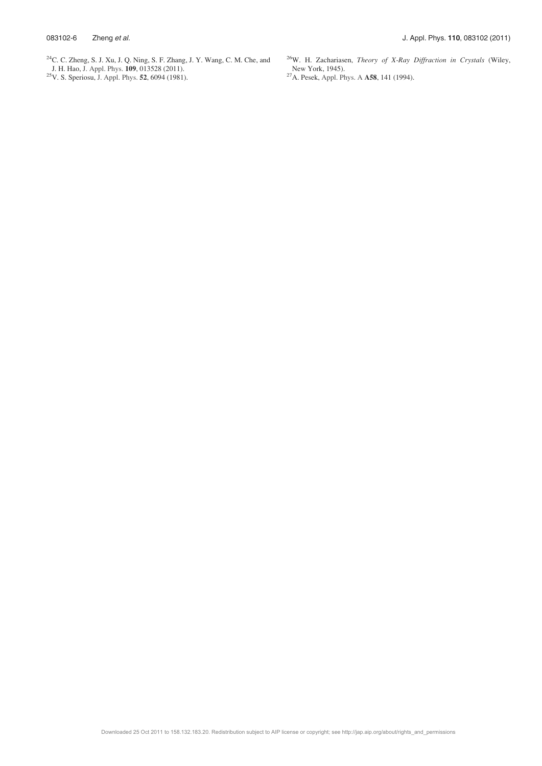[24] C. C. Zheng, S. J. Xu, J. Q. Ning, S. F. Zhang, J. Y. Wang, C. M. Che, and J. H. Hao, J. Appl. Phys. **109**, 013528 (2011).

[25] V. S. Speriosu, J. Appl. Phys. **52**, 6094 (1981).

[26] W. H. Zachariasen, *Theory of X-Ray Diffraction in Crystals* (Wiley, New York, 1945).

[27] A. Pesek, Appl. Phys. A **A58**, 141 (1994).